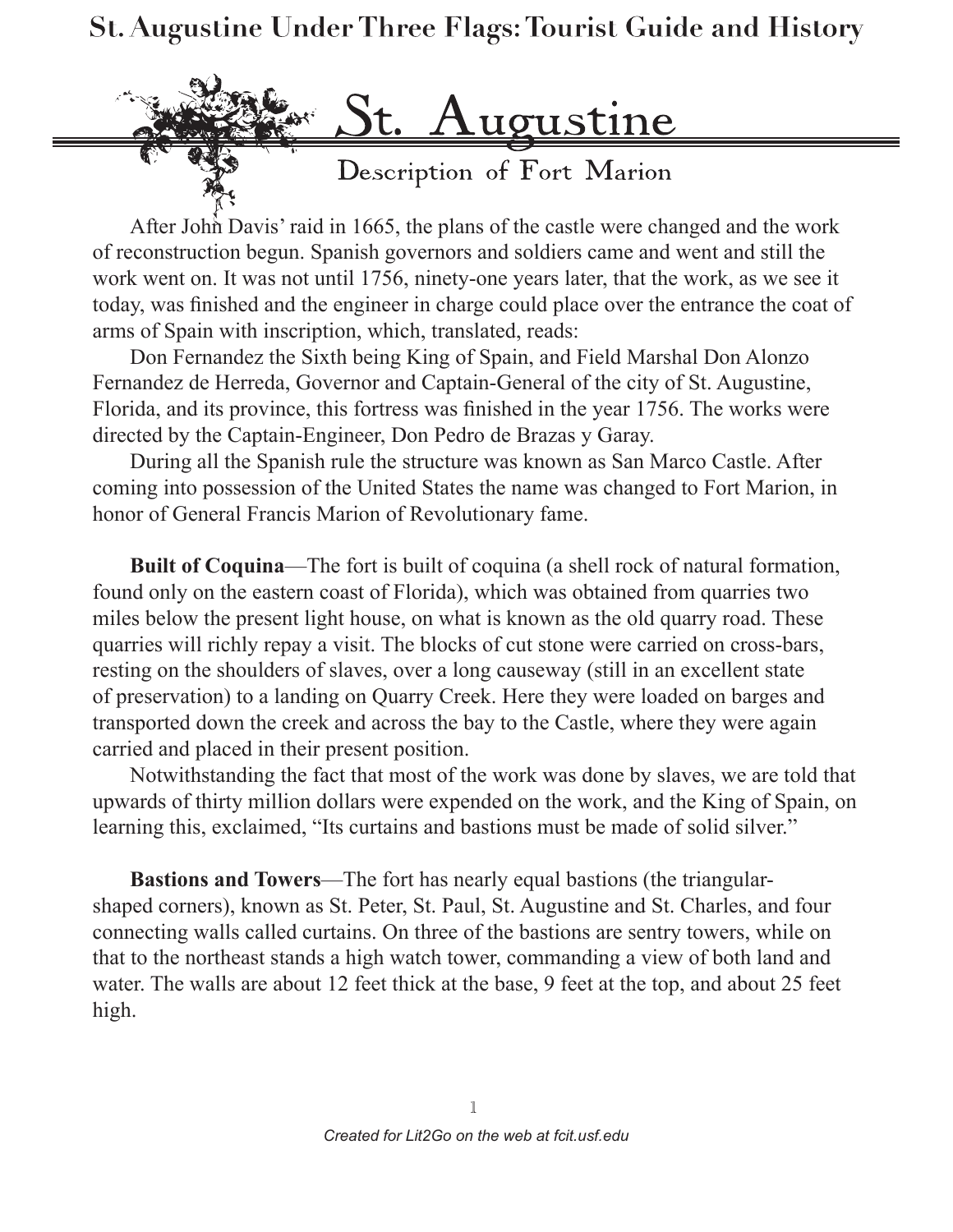# St. Augustine

## Description of Fort Marion

After John Davis' raid in 1665, the plans of the castle were changed and the work of reconstruction begun. Spanish governors and soldiers came and went and still the work went on. It was not until 1756, ninety-one years later, that the work, as we see it today, was finished and the engineer in charge could place over the entrance the coat of arms of Spain with inscription, which, translated, reads:

Don Fernandez the Sixth being King of Spain, and Field Marshal Don Alonzo Fernandez de Herreda, Governor and Captain-General of the city of St. Augustine, Florida, and its province, this fortress was finished in the year 1756. The works were directed by the Captain-Engineer, Don Pedro de Brazas y Garay.

During all the Spanish rule the structure was known as San Marco Castle. After coming into possession of the United States the name was changed to Fort Marion, in honor of General Francis Marion of Revolutionary fame.

**Built of Coquina**—The fort is built of coquina (a shell rock of natural formation, found only on the eastern coast of Florida), which was obtained from quarries two miles below the present light house, on what is known as the old quarry road. These quarries will richly repay a visit. The blocks of cut stone were carried on cross-bars, resting on the shoulders of slaves, over a long causeway (still in an excellent state of preservation) to a landing on Quarry Creek. Here they were loaded on barges and transported down the creek and across the bay to the Castle, where they were again carried and placed in their present position.

Notwithstanding the fact that most of the work was done by slaves, we are told that upwards of thirty million dollars were expended on the work, and the King of Spain, on learning this, exclaimed, "Its curtains and bastions must be made of solid silver."

**Bastions and Towers**—The fort has nearly equal bastions (the triangular-shaped corners), known as St. Peter, St. Paul, St. Augustine and St. Charles, and four connecting walls called curtains. On three of the bastions are sentry towers, while on that to the northeast stands a high watch tower, commanding a view of both land and water. The walls are about 12 feet thick at the base, 9 feet at the top, and about 25 feet high.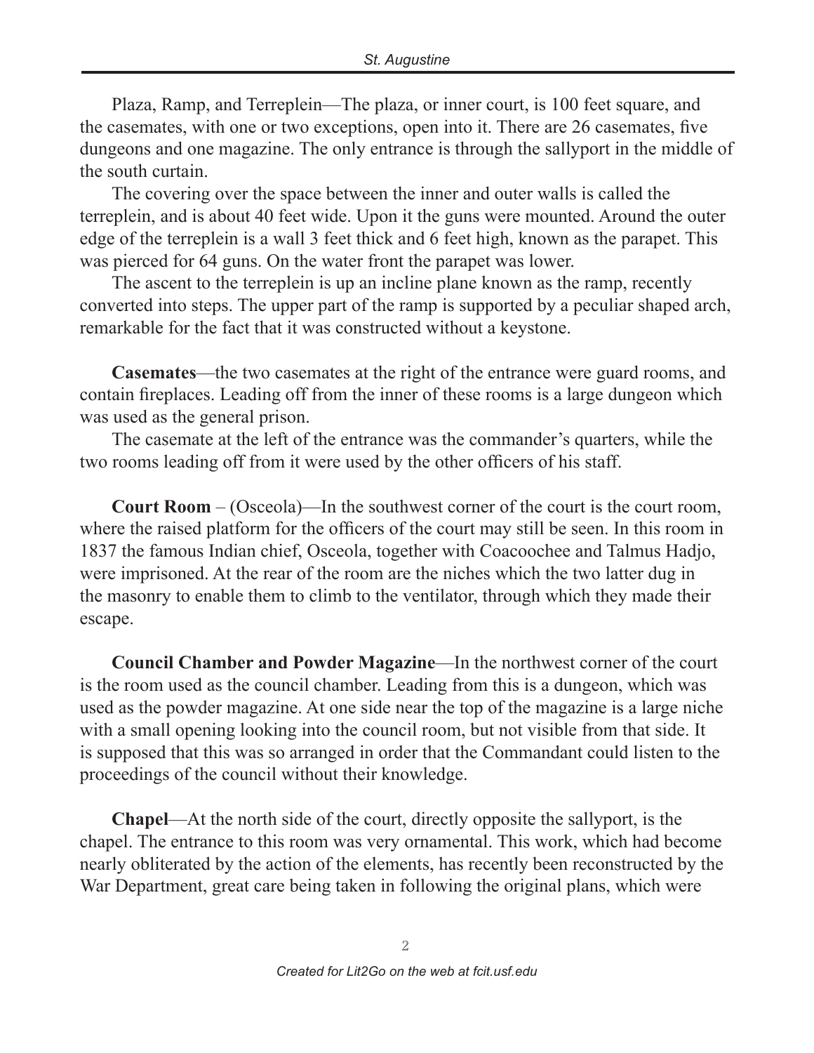Plaza, Ramp, and Terreplein—The plaza, or inner court, is 100 feet square, and the casemates, with one or two exceptions, open into it. There are 26 casemates, five dungeons and one magazine. The only entrance is through the sallyport in the middle of the south curtain.

The covering over the space between the inner and outer walls is called the terreplein, and is about 40 feet wide. Upon it the guns were mounted. Around the outer edge of the terreplein is a wall 3 feet thick and 6 feet high, known as the parapet. This was pierced for 64 guns. On the water front the parapet was lower.

The ascent to the terreplein is up an incline plane known as the ramp, recently converted into steps. The upper part of the ramp is supported by a peculiar shaped arch, remarkable for the fact that it was constructed without a keystone.

**Casemates**—the two casemates at the right of the entrance were guard rooms, and contain fireplaces. Leading off from the inner of these rooms is a large dungeon which was used as the general prison.

The casemate at the left of the entrance was the commander's quarters, while the two rooms leading off from it were used by the other officers of his staff.

**Court Room** – (Osceola)—In the southwest corner of the court is the court room, where the raised platform for the officers of the court may still be seen. In this room in 1837 the famous Indian chief, Osceola, together with Coacoochee and Talmus Hadjo, were imprisoned. At the rear of the room are the niches which the two latter dug in the masonry to enable them to climb to the ventilator, through which they made their escape.

**Council Chamber and Powder Magazine**—In the northwest corner of the court is the room used as the council chamber. Leading from this is a dungeon, which was used as the powder magazine. At one side near the top of the magazine is a large niche with a small opening looking into the council room, but not visible from that side. It is supposed that this was so arranged in order that the Commandant could listen to the proceedings of the council without their knowledge.

**Chapel**—At the north side of the court, directly opposite the sallyport, is the chapel. The entrance to this room was very ornamental. This work, which had become nearly obliterated by the action of the elements, has recently been reconstructed by the War Department, great care being taken in following the original plans, which were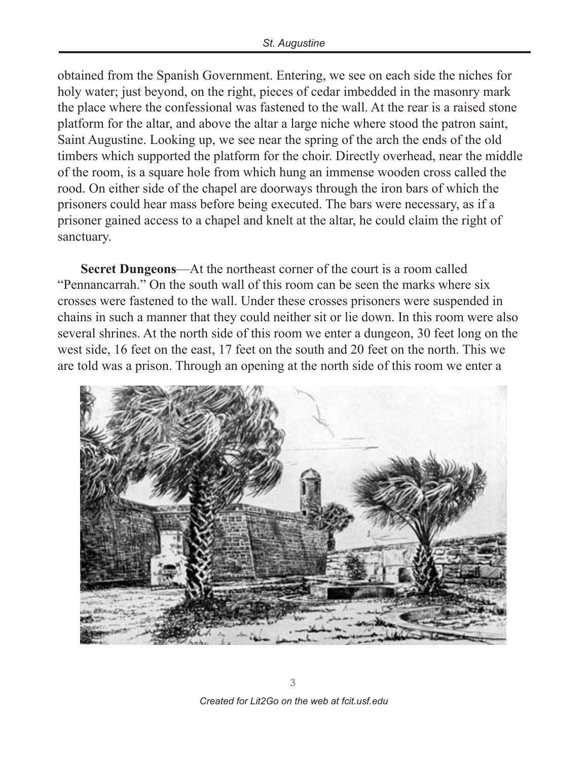obtained from the Spanish Government. Entering, we see on each side the niches for holy water; just beyond, on the right, pieces of cedar imbedded in the masonry mark the place where the confessional was fastened to the wall. At the rear is a raised stone platform for the altar, and above the altar a large niche where stood the patron saint, Saint Augustine. Looking up, we see near the spring of the arch the ends of the old timbers which supported the platform for the choir. Directly overhead, near the middle of the room, is a square hole from which hung an immense wooden cross called the rood. On either side of the chapel are doorways through the iron bars of which the prisoners could hear mass before being executed. The bars were necessary, as if a prisoner gained access to a chapel and knelt at the altar, he could claim the right of sanctuary.

**Secret Dungeons**—At the northeast corner of the court is a room called "Pennancarrah." On the south wall of this room can be seen the marks where six crosses were fastened to the wall. Under these crosses prisoners were suspended in chains in such a manner that they could neither sit or lie down. In this room were also several shrines. At the north side of this room we enter a dungeon, 30 feet long on the west side, 16 feet on the east, 17 feet on the south and 20 feet on the north. This we are told was a prison. Through an opening at the north side of this room we enter a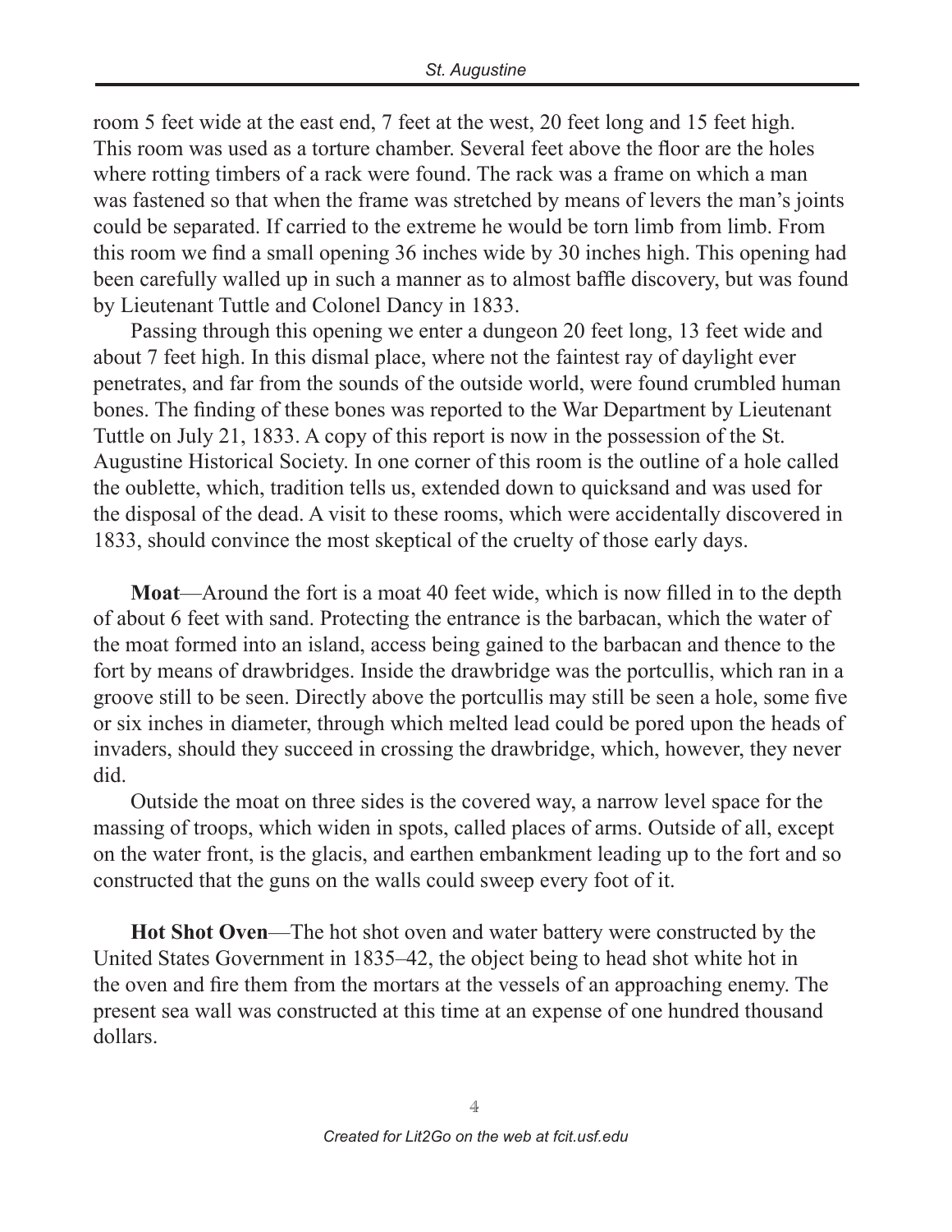room 5 feet wide at the east end, 7 feet at the west, 20 feet long and 15 feet high. This room was used as a torture chamber. Several feet above the floor are the holes where rotting timbers of a rack were found. The rack was a frame on which a man was fastened so that when the frame was stretched by means of levers the man's joints could be separated. If carried to the extreme he would be torn limb from limb. From this room we find a small opening 36 inches wide by 30 inches high. This opening had been carefully walled up in such a manner as to almost baffle discovery, but was found by Lieutenant Tuttle and Colonel Dancy in 1833.

Passing through this opening we enter a dungeon 20 feet long, 13 feet wide and about 7 feet high. In this dismal place, where not the faintest ray of daylight ever penetrates, and far from the sounds of the outside world, were found crumbled human bones. The finding of these bones was reported to the War Department by Lieutenant Tuttle on July 21, 1833. A copy of this report is now in the possession of the St. Augustine Historical Society. In one corner of this room is the outline of a hole called the oublette, which, tradition tells us, extended down to quicksand and was used for the disposal of the dead. A visit to these rooms, which were accidentally discovered in 1833, should convince the most skeptical of the cruelty of those early days.

**Moat**—Around the fort is a moat 40 feet wide, which is now filled in to the depth of about 6 feet with sand. Protecting the entrance is the barbacan, which the water of the moat formed into an island, access being gained to the barbacan and thence to the fort by means of drawbridges. Inside the drawbridge was the portcullis, which ran in a groove still to be seen. Directly above the portcullis may still be seen a hole, some five or six inches in diameter, through which melted lead could be pored upon the heads of invaders, should they succeed in crossing the drawbridge, which, however, they never did.

Outside the moat on three sides is the covered way, a narrow level space for the massing of troops, which widen in spots, called places of arms. Outside of all, except on the water front, is the glacis, and earthen embankment leading up to the fort and so constructed that the guns on the walls could sweep every foot of it.

**Hot Shot Oven**—The hot shot oven and water battery were constructed by the United States Government in 1835–42, the object being to head shot white hot in the oven and fire them from the mortars at the vessels of an approaching enemy. The present sea wall was constructed at this time at an expense of one hundred thousand dollars.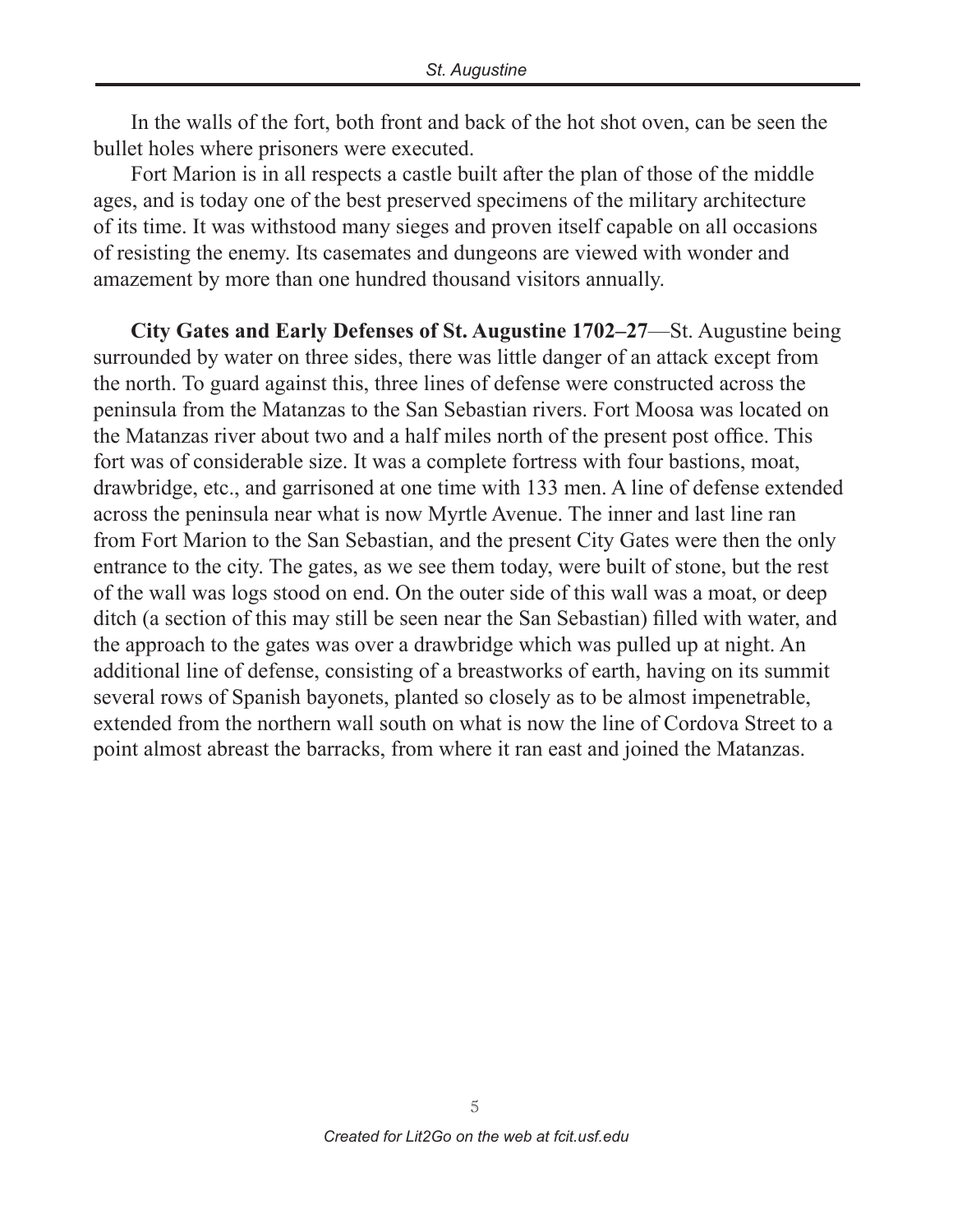In the walls of the fort, both front and back of the hot shot oven, can be seen the bullet holes where prisoners were executed.

Fort Marion is in all respects a castle built after the plan of those of the middle ages, and is today one of the best preserved specimens of the military architecture of its time. It was withstood many sieges and proven itself capable on all occasions of resisting the enemy. Its casemates and dungeons are viewed with wonder and amazement by more than one hundred thousand visitors annually.

**City Gates and Early Defenses of St. Augustine 1702–27**—St. Augustine being surrounded by water on three sides, there was little danger of an attack except from the north. To guard against this, three lines of defense were constructed across the peninsula from the Matanzas to the San Sebastian rivers. Fort Moosa was located on the Matanzas river about two and a half miles north of the present post office. This fort was of considerable size. It was a complete fortress with four bastions, moat, drawbridge, etc., and garrisoned at one time with 133 men. A line of defense extended across the peninsula near what is now Myrtle Avenue. The inner and last line ran from Fort Marion to the San Sebastian, and the present City Gates were then the only entrance to the city. The gates, as we see them today, were built of stone, but the rest of the wall was logs stood on end. On the outer side of this wall was a moat, or deep ditch (a section of this may still be seen near the San Sebastian) filled with water, and the approach to the gates was over a drawbridge which was pulled up at night. An additional line of defense, consisting of a breastworks of earth, having on its summit several rows of Spanish bayonets, planted so closely as to be almost impenetrable, extended from the northern wall south on what is now the line of Cordova Street to a point almost abreast the barracks, from where it ran east and joined the Matanzas.